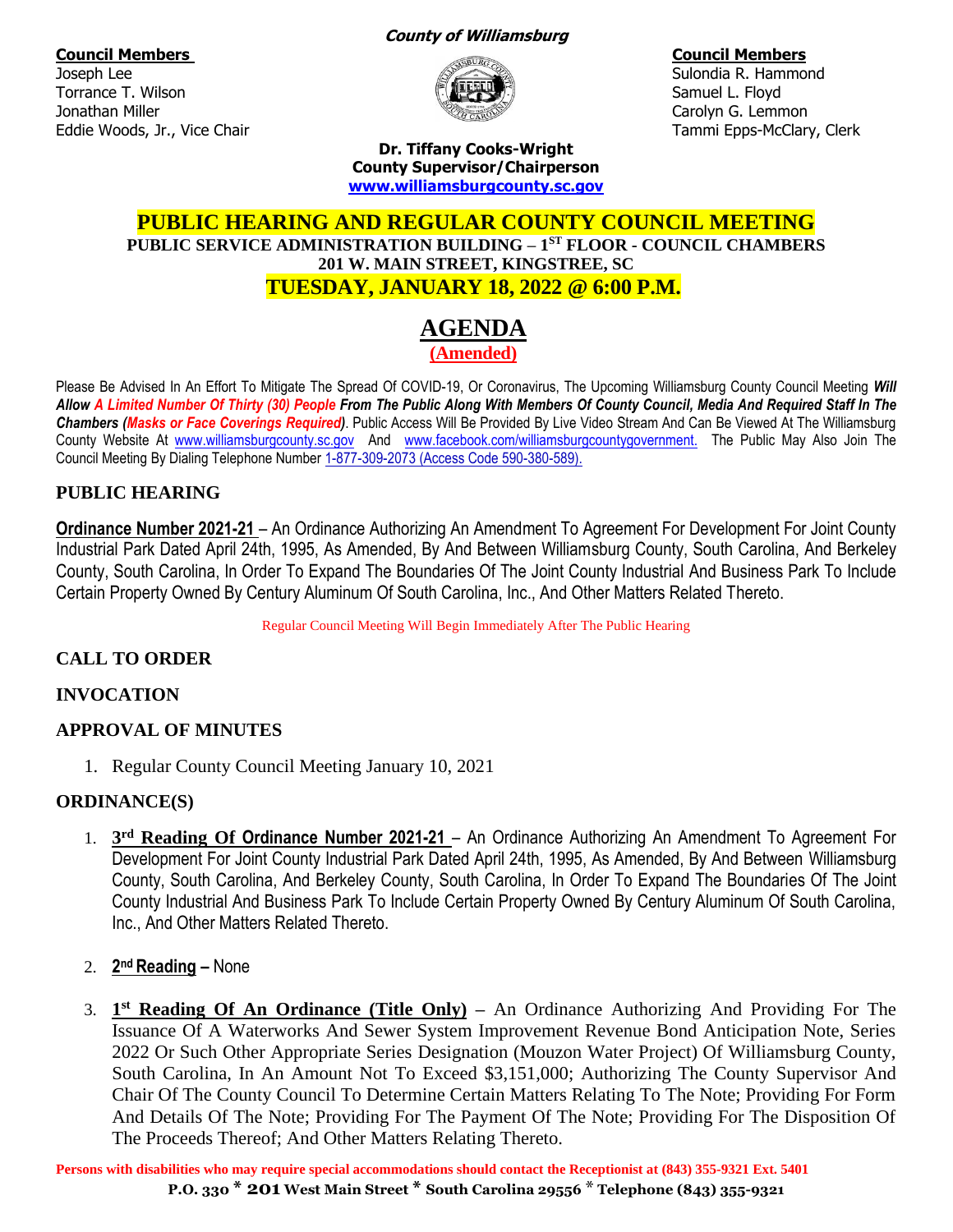**County of Williamsburg**

**Council Members**
Joseph Lee
Torrance T. Wilson
Jonathan Miller
Eddie Woods, Jr., Vice Chair

**Council Members**
Sulondia R. Hammond
Samuel L. Floyd
Carolyn G. Lemmon
Tammi Epps-McClary, Clerk

**Dr. Tiffany Cooks-Wright**
**County Supervisor/Chairperson**
**www.williamsburgcounty.sc.gov**

# PUBLIC HEARING AND REGULAR COUNTY COUNCIL MEETING

**PUBLIC SERVICE ADMINISTRATION BUILDING – 1ST FLOOR - COUNCIL CHAMBERS**
**201 W. MAIN STREET, KINGSTREE, SC**
**TUESDAY, JANUARY 18, 2022 @ 6:00 P.M.**

# AGENDA

**(Amended)**

Please Be Advised In An Effort To Mitigate The Spread Of COVID-19, Or Coronavirus, The Upcoming Williamsburg County Council Meeting ***Will Allow A Limited Number Of Thirty (30) People From The Public Along With Members Of County Council, Media And Required Staff In The Chambers (Masks or Face Coverings Required)***. Public Access Will Be Provided By Live Video Stream And Can Be Viewed At The Williamsburg County Website At www.williamsburgcounty.sc.gov And www.facebook.com/williamsburgcountygovernment. The Public May Also Join The Council Meeting By Dialing Telephone Number 1-877-309-2073 (Access Code 590-380-589).

## PUBLIC HEARING

**Ordinance Number 2021-21** – An Ordinance Authorizing An Amendment To Agreement For Development For Joint County Industrial Park Dated April 24th, 1995, As Amended, By And Between Williamsburg County, South Carolina, And Berkeley County, South Carolina, In Order To Expand The Boundaries Of The Joint County Industrial And Business Park To Include Certain Property Owned By Century Aluminum Of South Carolina, Inc., And Other Matters Related Thereto.

Regular Council Meeting Will Begin Immediately After The Public Hearing

## CALL TO ORDER

## INVOCATION

## APPROVAL OF MINUTES

1. Regular County Council Meeting January 10, 2021

## ORDINANCE(S)

1. **3rd Reading Of Ordinance Number 2021-21** – An Ordinance Authorizing An Amendment To Agreement For Development For Joint County Industrial Park Dated April 24th, 1995, As Amended, By And Between Williamsburg County, South Carolina, And Berkeley County, South Carolina, In Order To Expand The Boundaries Of The Joint County Industrial And Business Park To Include Certain Property Owned By Century Aluminum Of South Carolina, Inc., And Other Matters Related Thereto.

2. **2nd Reading –** None

3. **1st Reading Of An Ordinance (Title Only)** – An Ordinance Authorizing And Providing For The Issuance Of A Waterworks And Sewer System Improvement Revenue Bond Anticipation Note, Series 2022 Or Such Other Appropriate Series Designation (Mouzon Water Project) Of Williamsburg County, South Carolina, In An Amount Not To Exceed $3,151,000; Authorizing The County Supervisor And Chair Of The County Council To Determine Certain Matters Relating To The Note; Providing For Form And Details Of The Note; Providing For The Payment Of The Note; Providing For The Disposition Of The Proceeds Thereof; And Other Matters Relating Thereto.

**Persons with disabilities who may require special accommodations should contact the Receptionist at (843) 355-9321 Ext. 5401**

**P.O. 330 * 201 West Main Street * South Carolina 29556 * Telephone (843) 355-9321**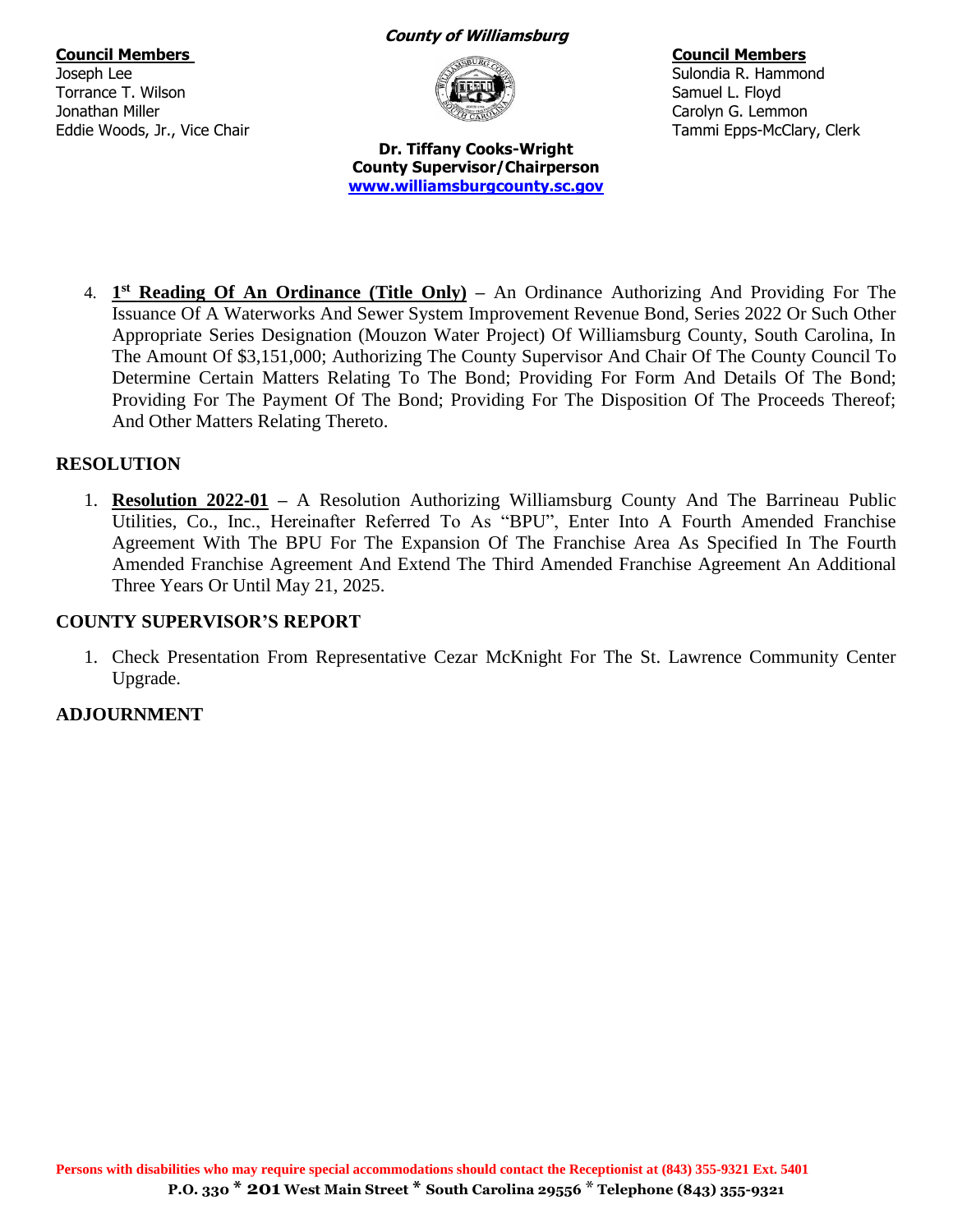**County of Williamsburg**

**Council Members**
Joseph Lee
Torrance T. Wilson
Jonathan Miller
Eddie Woods, Jr., Vice Chair

**Council Members**
Sulondia R. Hammond
Samuel L. Floyd
Carolyn G. Lemmon
Tammi Epps-McClary, Clerk

**Dr. Tiffany Cooks-Wright**
**County Supervisor/Chairperson**
**www.williamsburgcounty.sc.gov**

4. **1st Reading Of An Ordinance (Title Only)** – An Ordinance Authorizing And Providing For The Issuance Of A Waterworks And Sewer System Improvement Revenue Bond, Series 2022 Or Such Other Appropriate Series Designation (Mouzon Water Project) Of Williamsburg County, South Carolina, In The Amount Of $3,151,000; Authorizing The County Supervisor And Chair Of The County Council To Determine Certain Matters Relating To The Bond; Providing For Form And Details Of The Bond; Providing For The Payment Of The Bond; Providing For The Disposition Of The Proceeds Thereof; And Other Matters Relating Thereto.

## RESOLUTION

1. **Resolution 2022-01** – A Resolution Authorizing Williamsburg County And The Barrineau Public Utilities, Co., Inc., Hereinafter Referred To As "BPU", Enter Into A Fourth Amended Franchise Agreement With The BPU For The Expansion Of The Franchise Area As Specified In The Fourth Amended Franchise Agreement And Extend The Third Amended Franchise Agreement An Additional Three Years Or Until May 21, 2025.

## COUNTY SUPERVISOR'S REPORT

1. Check Presentation From Representative Cezar McKnight For The St. Lawrence Community Center Upgrade.

## ADJOURNMENT

**Persons with disabilities who may require special accommodations should contact the Receptionist at (843) 355-9321 Ext. 5401**

**P.O. 330 * 201 West Main Street * South Carolina 29556 * Telephone (843) 355-9321**